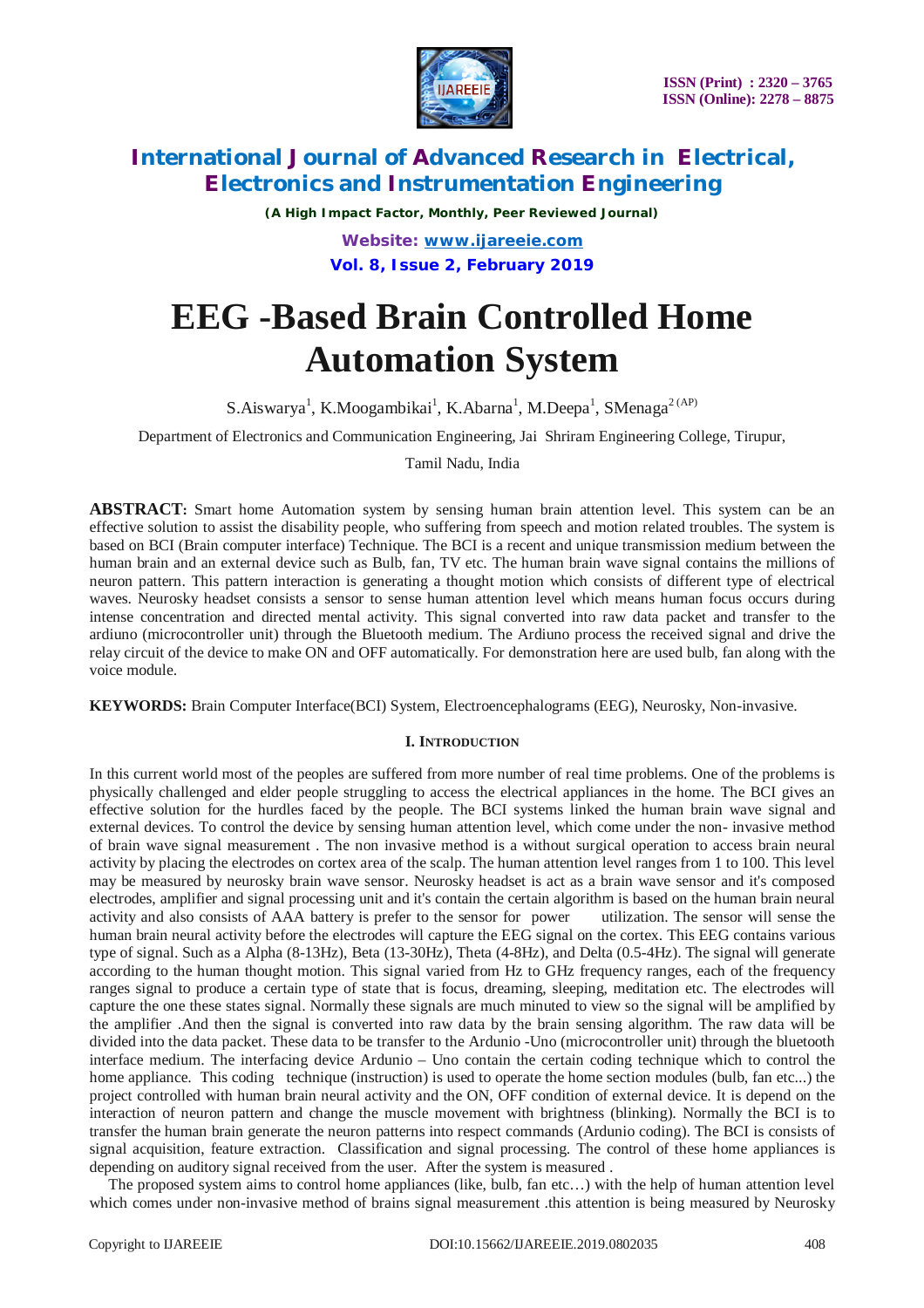# EEG -Based Brain Controlled Home Automation System

S.Aiswarya[1], K.Moogambikai[1], K.Abarna[1], M.Deepa[1], SMenaga[2 (AP)]

Department of Electronics and Communication Engineering, Jai Shriram Engineering College, Tirupur,

Tamil Nadu, India

**ABSTRACT:** Smart home Automation system by sensing human brain attention level. This system can be an effective solution to assist the disability people, who suffering from speech and motion related troubles. The system is based on BCI (Brain computer interface) Technique. The BCI is a recent and unique transmission medium between the human brain and an external device such as Bulb, fan, TV etc. The human brain wave signal contains the millions of neuron pattern. This pattern interaction is generating a thought motion which consists of different type of electrical waves. Neurosky headset consists a sensor to sense human attention level which means human focus occurs during intense concentration and directed mental activity. This signal converted into raw data packet and transfer to the ardiuno (microcontroller unit) through the Bluetooth medium. The Ardiuno process the received signal and drive the relay circuit of the device to make ON and OFF automatically. For demonstration here are used bulb, fan along with the voice module.

**KEYWORDS:** Brain Computer Interface(BCI) System, Electroencephalograms (EEG), Neurosky, Non-invasive.

## I. Introduction

In this current world most of the peoples are suffered from more number of real time problems. One of the problems is physically challenged and elder people struggling to access the electrical appliances in the home. The BCI gives an effective solution for the hurdles faced by the people. The BCI systems linked the human brain wave signal and external devices. To control the device by sensing human attention level, which come under the non- invasive method of brain wave signal measurement . The non invasive method is a without surgical operation to access brain neural activity by placing the electrodes on cortex area of the scalp. The human attention level ranges from 1 to 100. This level may be measured by neurosky brain wave sensor. Neurosky headset is act as a brain wave sensor and it's composed electrodes, amplifier and signal processing unit and it's contain the certain algorithm is based on the human brain neural activity and also consists of AAA battery is prefer to the sensor for power utilization. The sensor will sense the human brain neural activity before the electrodes will capture the EEG signal on the cortex. This EEG contains various type of signal. Such as a Alpha (8-13Hz), Beta (13-30Hz), Theta (4-8Hz), and Delta (0.5-4Hz). The signal will generate according to the human thought motion. This signal varied from Hz to GHz frequency ranges, each of the frequency ranges signal to produce a certain type of state that is focus, dreaming, sleeping, meditation etc. The electrodes will capture the one these states signal. Normally these signals are much minuted to view so the signal will be amplified by the amplifier .And then the signal is converted into raw data by the brain sensing algorithm. The raw data will be divided into the data packet. These data to be transfer to the Ardunio -Uno (microcontroller unit) through the bluetooth interface medium. The interfacing device Ardunio – Uno contain the certain coding technique which to control the home appliance. This coding technique (instruction) is used to operate the home section modules (bulb, fan etc...) the project controlled with human brain neural activity and the ON, OFF condition of external device. It is depend on the interaction of neuron pattern and change the muscle movement with brightness (blinking). Normally the BCI is to transfer the human brain generate the neuron patterns into respect commands (Ardunio coding). The BCI is consists of signal acquisition, feature extraction. Classification and signal processing. The control of these home appliances is depending on auditory signal received from the user. After the system is measured .

The proposed system aims to control home appliances (like, bulb, fan etc…) with the help of human attention level which comes under non-invasive method of brains signal measurement .this attention is being measured by Neurosky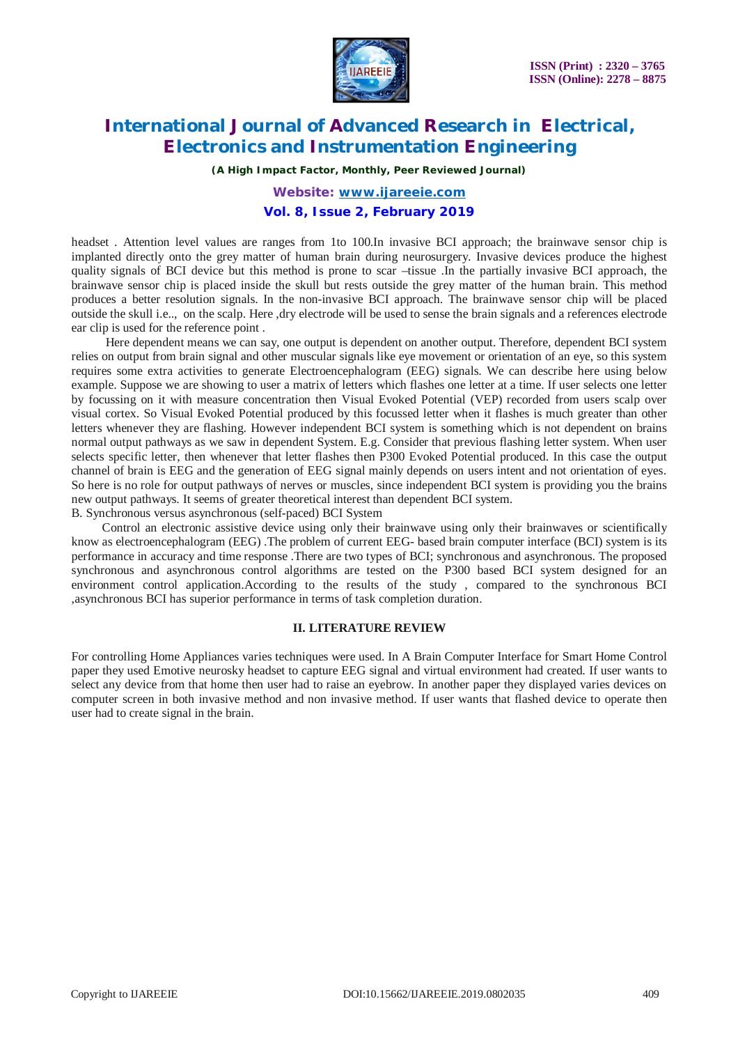headset . Attention level values are ranges from 1to 100.In invasive BCI approach; the brainwave sensor chip is implanted directly onto the grey matter of human brain during neurosurgery. Invasive devices produce the highest quality signals of BCI device but this method is prone to scar –tissue .In the partially invasive BCI approach, the brainwave sensor chip is placed inside the skull but rests outside the grey matter of the human brain. This method produces a better resolution signals. In the non-invasive BCI approach. The brainwave sensor chip will be placed outside the skull i.e.., on the scalp. Here ,dry electrode will be used to sense the brain signals and a references electrode ear clip is used for the reference point .

Here dependent means we can say, one output is dependent on another output. Therefore, dependent BCI system relies on output from brain signal and other muscular signals like eye movement or orientation of an eye, so this system requires some extra activities to generate Electroencephalogram (EEG) signals. We can describe here using below example. Suppose we are showing to user a matrix of letters which flashes one letter at a time. If user selects one letter by focussing on it with measure concentration then Visual Evoked Potential (VEP) recorded from users scalp over visual cortex. So Visual Evoked Potential produced by this focussed letter when it flashes is much greater than other letters whenever they are flashing. However independent BCI system is something which is not dependent on brains normal output pathways as we saw in dependent System. E.g. Consider that previous flashing letter system. When user selects specific letter, then whenever that letter flashes then P300 Evoked Potential produced. In this case the output channel of brain is EEG and the generation of EEG signal mainly depends on users intent and not orientation of eyes. So here is no role for output pathways of nerves or muscles, since independent BCI system is providing you the brains new output pathways. It seems of greater theoretical interest than dependent BCI system.

B. Synchronous versus asynchronous (self-paced) BCI System

Control an electronic assistive device using only their brainwave using only their brainwaves or scientifically know as electroencephalogram (EEG) .The problem of current EEG- based brain computer interface (BCI) system is its performance in accuracy and time response .There are two types of BCI; synchronous and asynchronous. The proposed synchronous and asynchronous control algorithms are tested on the P300 based BCI system designed for an environment control application.According to the results of the study , compared to the synchronous BCI ,asynchronous BCI has superior performance in terms of task completion duration.

## II. LITERATURE REVIEW

For controlling Home Appliances varies techniques were used. In A Brain Computer Interface for Smart Home Control paper they used Emotive neurosky headset to capture EEG signal and virtual environment had created. If user wants to select any device from that home then user had to raise an eyebrow. In another paper they displayed varies devices on computer screen in both invasive method and non invasive method. If user wants that flashed device to operate then user had to create signal in the brain.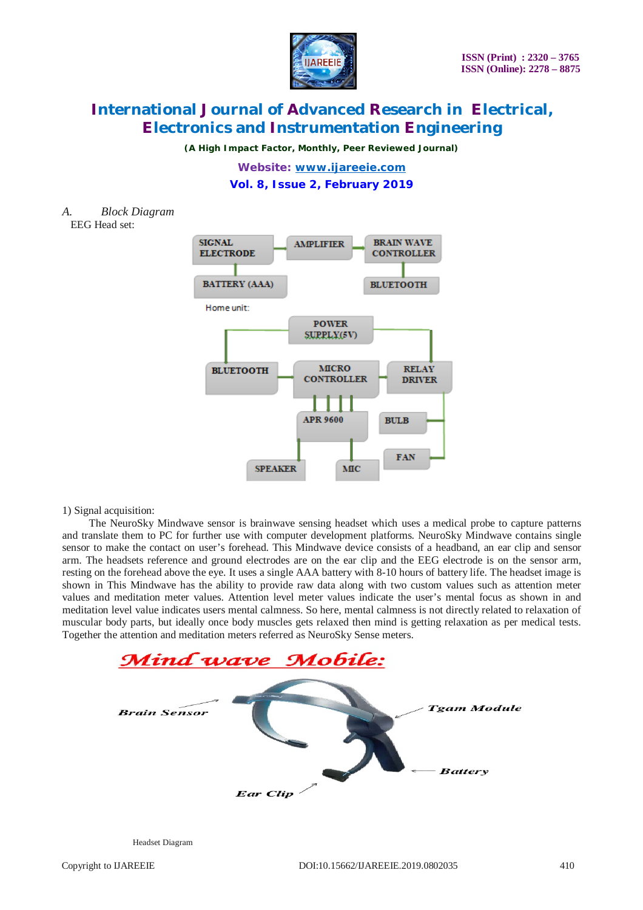*A. Block Diagram*

EEG Head set:

Home unit:

1) Signal acquisition:

The NeuroSky Mindwave sensor is brainwave sensing headset which uses a medical probe to capture patterns and translate them to PC for further use with computer development platforms. NeuroSky Mindwave contains single sensor to make the contact on user's forehead. This Mindwave device consists of a headband, an ear clip and sensor arm. The headsets reference and ground electrodes are on the ear clip and the EEG electrode is on the sensor arm, resting on the forehead above the eye. It uses a single AAA battery with 8-10 hours of battery life. The headset image is shown in This Mindwave has the ability to provide raw data along with two custom values such as attention meter values and meditation meter values. Attention level meter values indicate the user's mental focus as shown in and meditation level value indicates users mental calmness. So here, mental calmness is not directly related to relaxation of muscular body parts, but ideally once body muscles gets relaxed then mind is getting relaxation as per medical tests. Together the attention and meditation meters referred as NeuroSky Sense meters.

Headset Diagram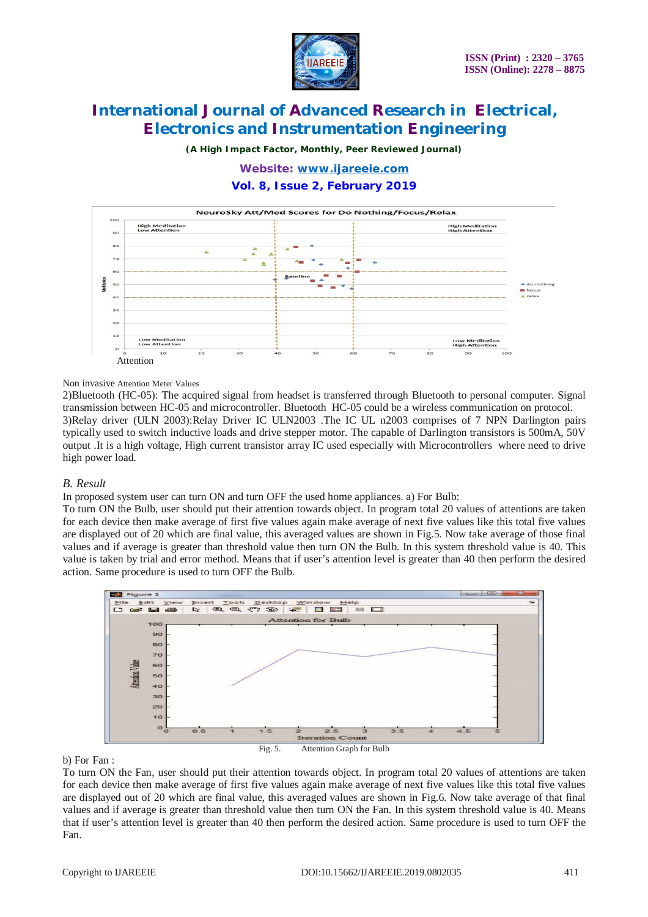Non invasive Attention Meter Values

2)Bluetooth (HC-05): The acquired signal from headset is transferred through Bluetooth to personal computer. Signal transmission between HC-05 and microcontroller. Bluetooth HC-05 could be a wireless communication on protocol.

3)Relay driver (ULN 2003):Relay Driver IC ULN2003 .The IC UL n2003 comprises of 7 NPN Darlington pairs typically used to switch inductive loads and drive stepper motor. The capable of Darlington transistors is 500mA, 50V output .It is a high voltage, High current transistor array IC used especially with Microcontrollers where need to drive high power load.

### *B. Result*

In proposed system user can turn ON and turn OFF the used home appliances. a) For Bulb:

To turn ON the Bulb, user should put their attention towards object. In program total 20 values of attentions are taken for each device then make average of first five values again make average of next five values like this total five values are displayed out of 20 which are final value, this averaged values are shown in Fig.5. Now take average of those final values and if average is greater than threshold value then turn ON the Bulb. In this system threshold value is 40. This value is taken by trial and error method. Means that if user's attention level is greater than 40 then perform the desired action. Same procedure is used to turn OFF the Bulb.

Fig. 5. Attention Graph for Bulb

b) For Fan :

To turn ON the Fan, user should put their attention towards object. In program total 20 values of attentions are taken for each device then make average of first five values again make average of next five values like this total five values are displayed out of 20 which are final value, this averaged values are shown in Fig.6. Now take average of that final values and if average is greater than threshold value then turn ON the Fan. In this system threshold value is 40. Means that if user's attention level is greater than 40 then perform the desired action. Same procedure is used to turn OFF the Fan.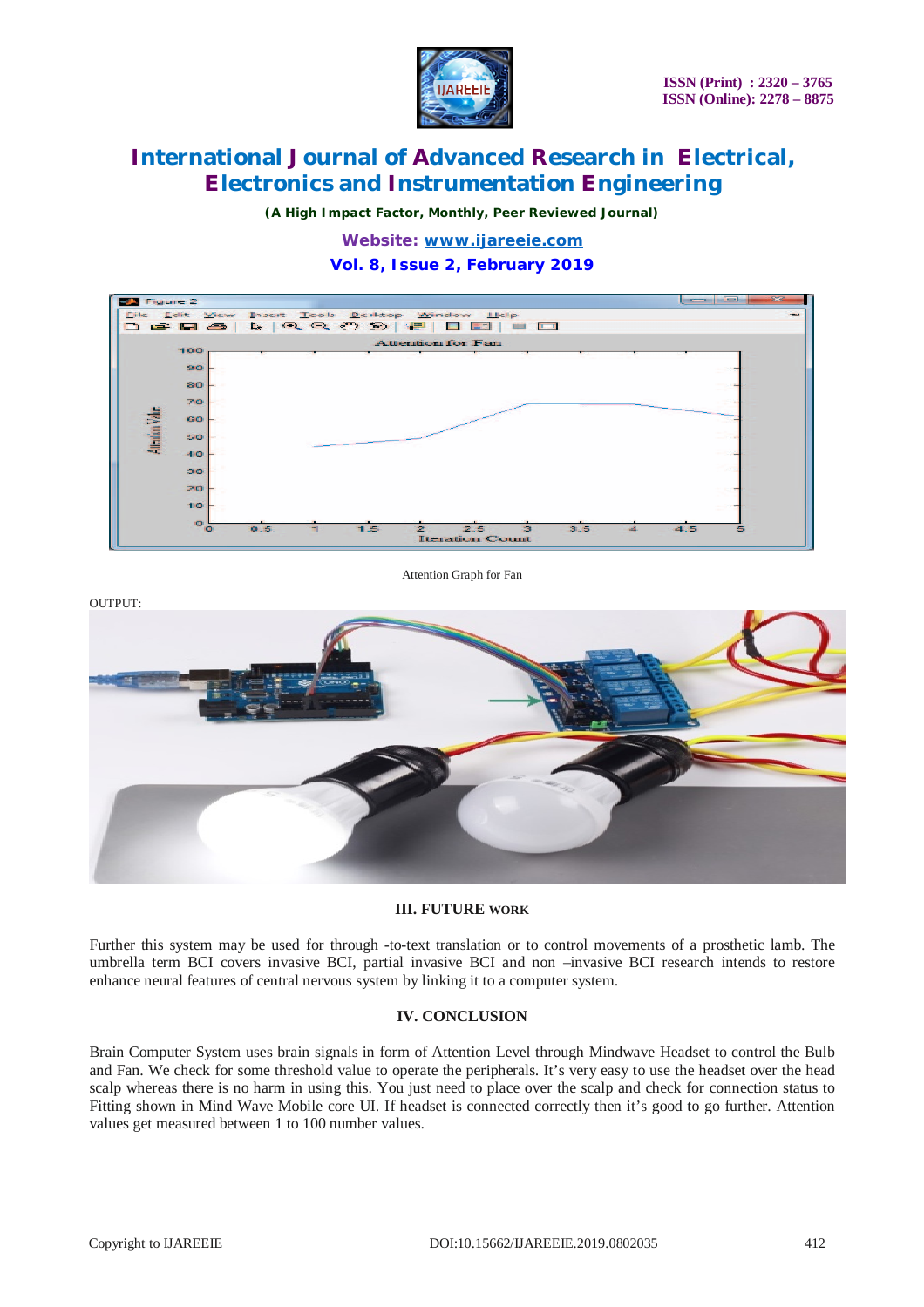Attention Graph for Fan

OUTPUT:

### III. FUTURE WORK

Further this system may be used for through -to-text translation or to control movements of a prosthetic lamb. The umbrella term BCI covers invasive BCI, partial invasive BCI and non –invasive BCI research intends to restore enhance neural features of central nervous system by linking it to a computer system.

### IV. CONCLUSION

Brain Computer System uses brain signals in form of Attention Level through Mindwave Headset to control the Bulb and Fan. We check for some threshold value to operate the peripherals. It's very easy to use the headset over the head scalp whereas there is no harm in using this. You just need to place over the scalp and check for connection status to Fitting shown in Mind Wave Mobile core UI. If headset is connected correctly then it's good to go further. Attention values get measured between 1 to 100 number values.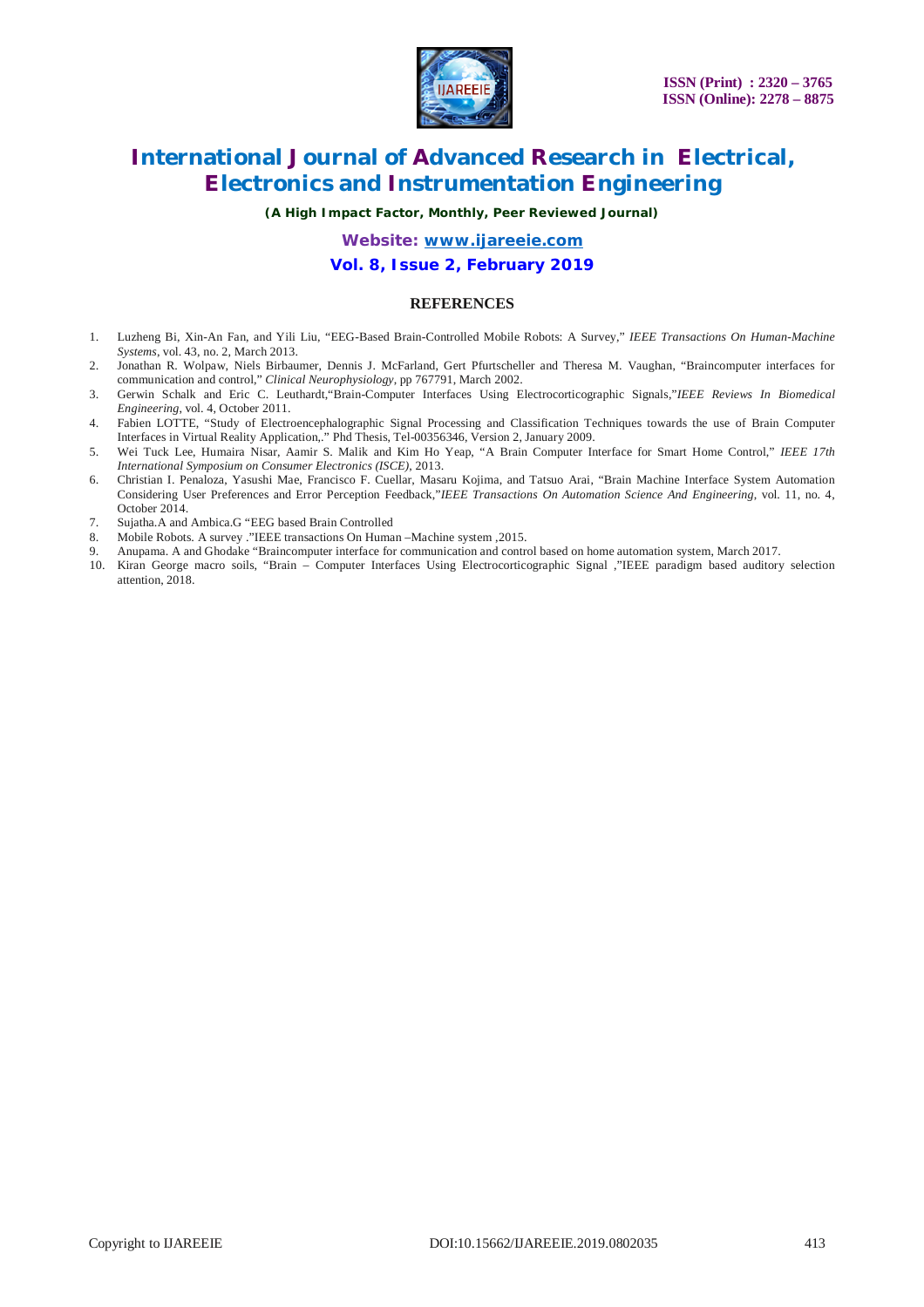## REFERENCES

1. Luzheng Bi, Xin-An Fan, and Yili Liu, "EEG-Based Brain-Controlled Mobile Robots: A Survey," *IEEE Transactions On Human-Machine Systems*, vol. 43, no. 2, March 2013.
2. Jonathan R. Wolpaw, Niels Birbaumer, Dennis J. McFarland, Gert Pfurtscheller and Theresa M. Vaughan, "Braincomputer interfaces for communication and control," *Clinical Neurophysiology*, pp 767791, March 2002.
3. Gerwin Schalk and Eric C. Leuthardt,"Brain-Computer Interfaces Using Electrocorticographic Signals,"*IEEE Reviews In Biomedical Engineering*, vol. 4, October 2011.
4. Fabien LOTTE, "Study of Electroencephalographic Signal Processing and Classification Techniques towards the use of Brain Computer Interfaces in Virtual Reality Application,." Phd Thesis, Tel-00356346, Version 2, January 2009.
5. Wei Tuck Lee, Humaira Nisar, Aamir S. Malik and Kim Ho Yeap, "A Brain Computer Interface for Smart Home Control," *IEEE 17th International Symposium on Consumer Electronics (ISCE)*, 2013.
6. Christian I. Penaloza, Yasushi Mae, Francisco F. Cuellar, Masaru Kojima, and Tatsuo Arai, "Brain Machine Interface System Automation Considering User Preferences and Error Perception Feedback,"*IEEE Transactions On Automation Science And Engineering*, vol. 11, no. 4, October 2014.
7. Sujatha.A and Ambica.G "EEG based Brain Controlled
8. Mobile Robots. A survey ."IEEE transactions On Human –Machine system ,2015.
9. Anupama. A and Ghodake "Braincomputer interface for communication and control based on home automation system, March 2017.
10. Kiran George macro soils, "Brain – Computer Interfaces Using Electrocorticographic Signal ,"IEEE paradigm based auditory selection attention, 2018.